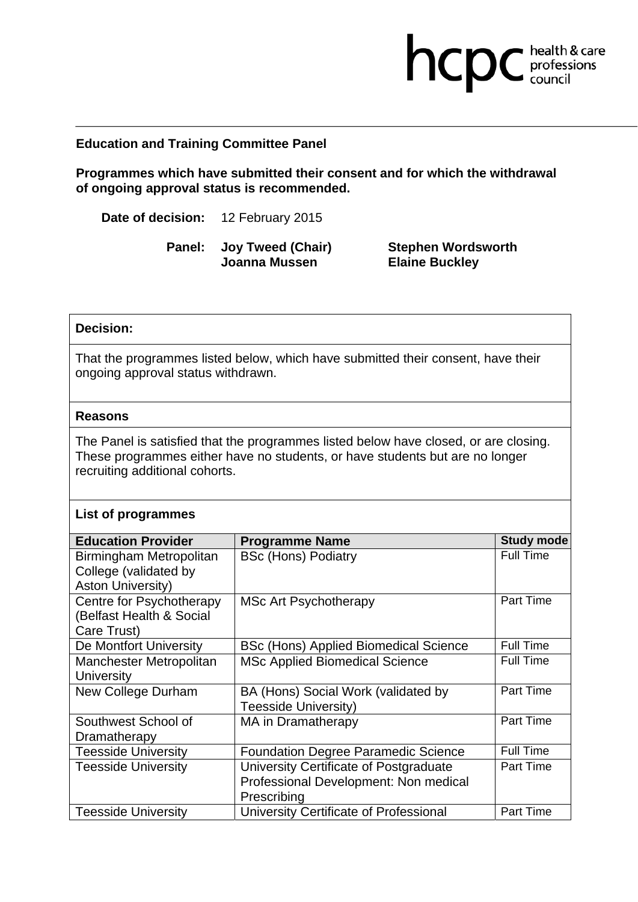**Education and Training Committee Panel**

**Programmes which have submitted their consent and for which the withdrawal of ongoing approval status is recommended.**

**Date of decision:** 12 February 2015

**Panel:** **Joy Tweed (Chair)** **Stephen Wordsworth**
**Joanna Mussen** **Elaine Buckley**

**Decision:**

That the programmes listed below, which have submitted their consent, have their ongoing approval status withdrawn.

**Reasons**

The Panel is satisfied that the programmes listed below have closed, or are closing. These programmes either have no students, or have students but are no longer recruiting additional cohorts.

**List of programmes**

| Education Provider | Programme Name | Study mode |
|---|---|---|
| Birmingham Metropolitan College (validated by Aston University) | BSc (Hons) Podiatry | Full Time |
| Centre for Psychotherapy (Belfast Health & Social Care Trust) | MSc Art Psychotherapy | Part Time |
| De Montfort University | BSc (Hons) Applied Biomedical Science | Full Time |
| Manchester Metropolitan University | MSc Applied Biomedical Science | Full Time |
| New College Durham | BA (Hons) Social Work (validated by Teesside University) | Part Time |
| Southwest School of Dramatherapy | MA in Dramatherapy | Part Time |
| Teesside University | Foundation Degree Paramedic Science | Full Time |
| Teesside University | University Certificate of Postgraduate Professional Development: Non medical Prescribing | Part Time |
| Teesside University | University Certificate of Professional | Part Time |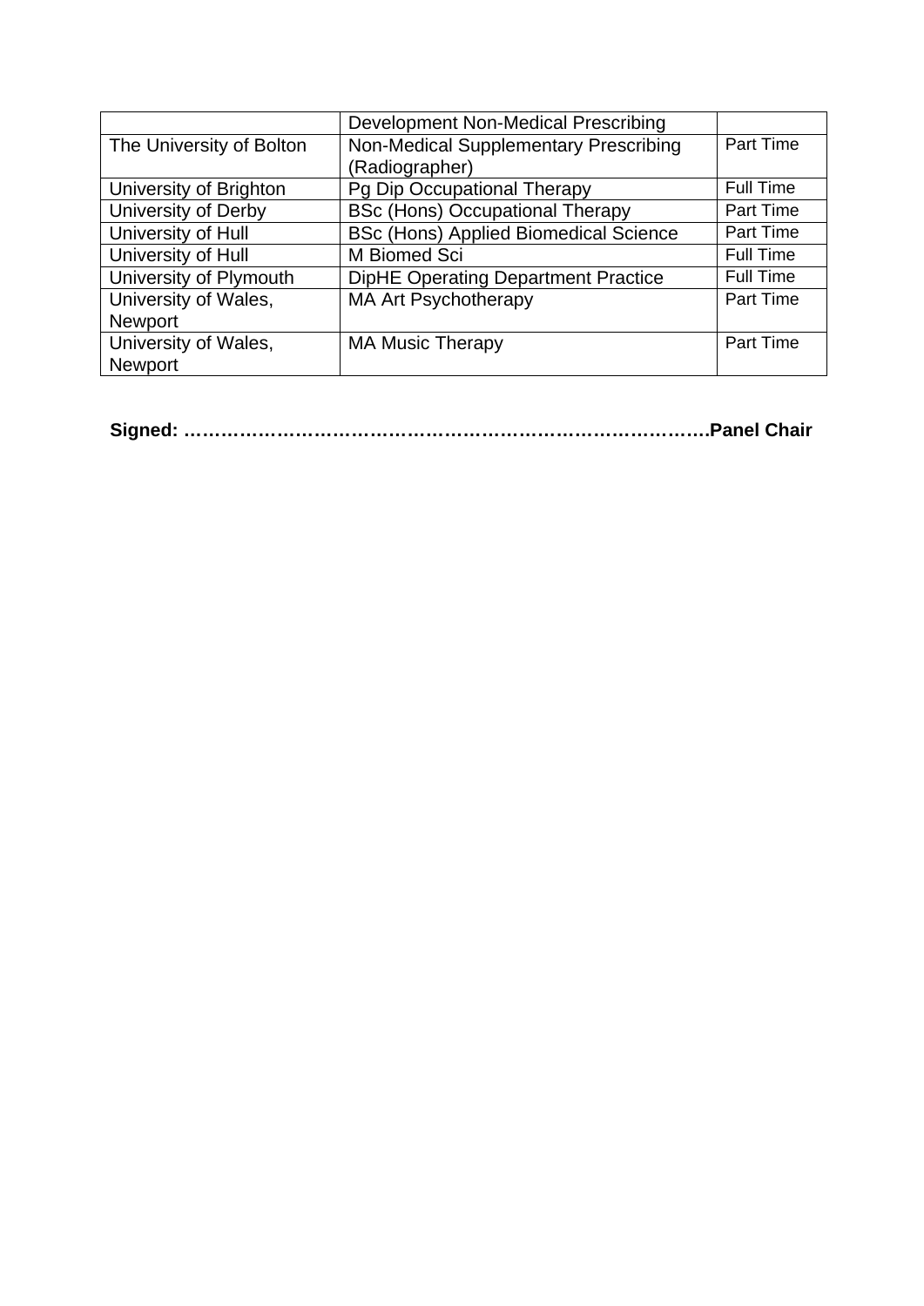| | | |
|---|---|---|
| | Development Non-Medical Prescribing | |
| The University of Bolton | Non-Medical Supplementary Prescribing (Radiographer) | Part Time |
| University of Brighton | Pg Dip Occupational Therapy | Full Time |
| University of Derby | BSc (Hons) Occupational Therapy | Part Time |
| University of Hull | BSc (Hons) Applied Biomedical Science | Part Time |
| University of Hull | M Biomed Sci | Full Time |
| University of Plymouth | DipHE Operating Department Practice | Full Time |
| University of Wales, Newport | MA Art Psychotherapy | Part Time |
| University of Wales, Newport | MA Music Therapy | Part Time |

**Signed: ………………………………………………………………………….Panel Chair**